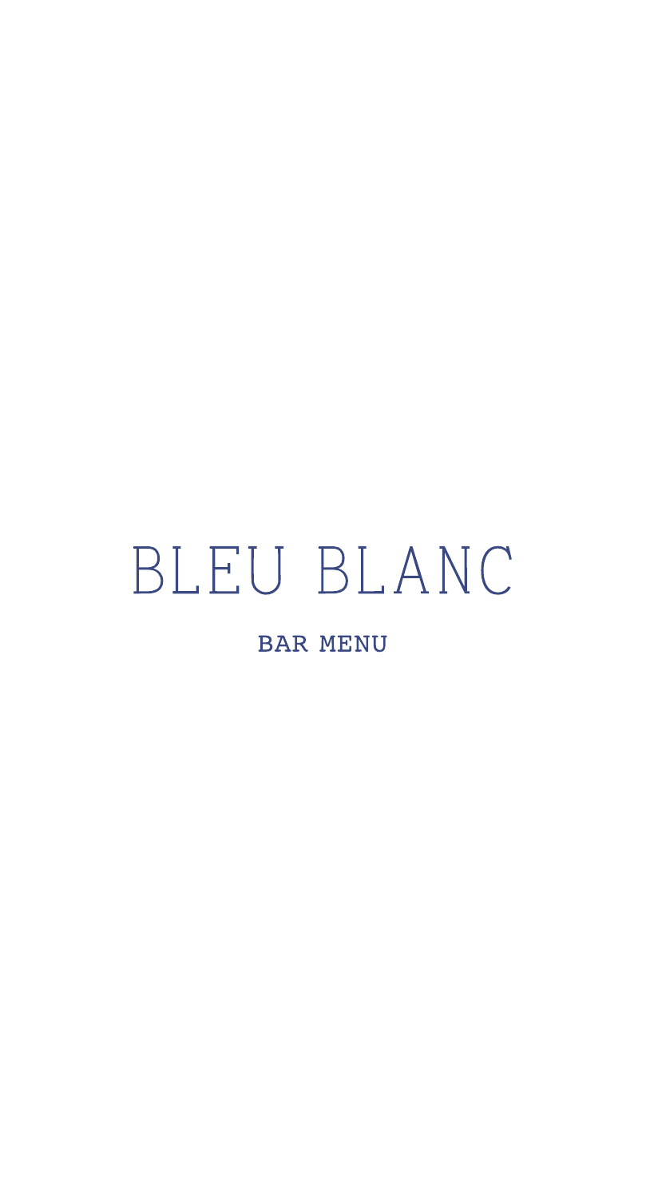# BLEU BLANC

## BAR MENU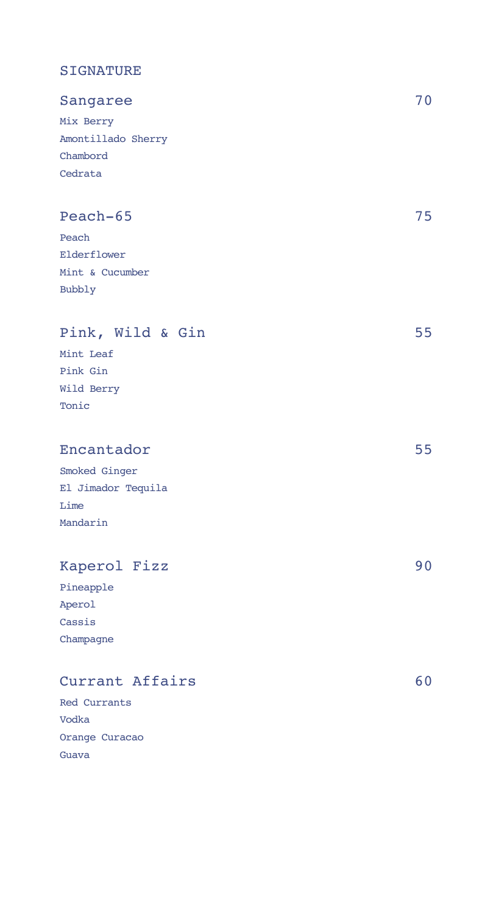## SIGNATURE

### Sangaree — 70

Mix Berry
Amontillado Sherry
Chambord
Cedrata

### Peach-65 — 75

Peach
Elderflower
Mint & Cucumber
Bubbly

### Pink, Wild & Gin — 55

Mint Leaf
Pink Gin
Wild Berry
Tonic

### Encantador — 55

Smoked Ginger
El Jimador Tequila
Lime
Mandarin

### Kaperol Fizz — 90

Pineapple
Aperol
Cassis
Champagne

### Currant Affairs — 60

Red Currants
Vodka
Orange Curacao
Guava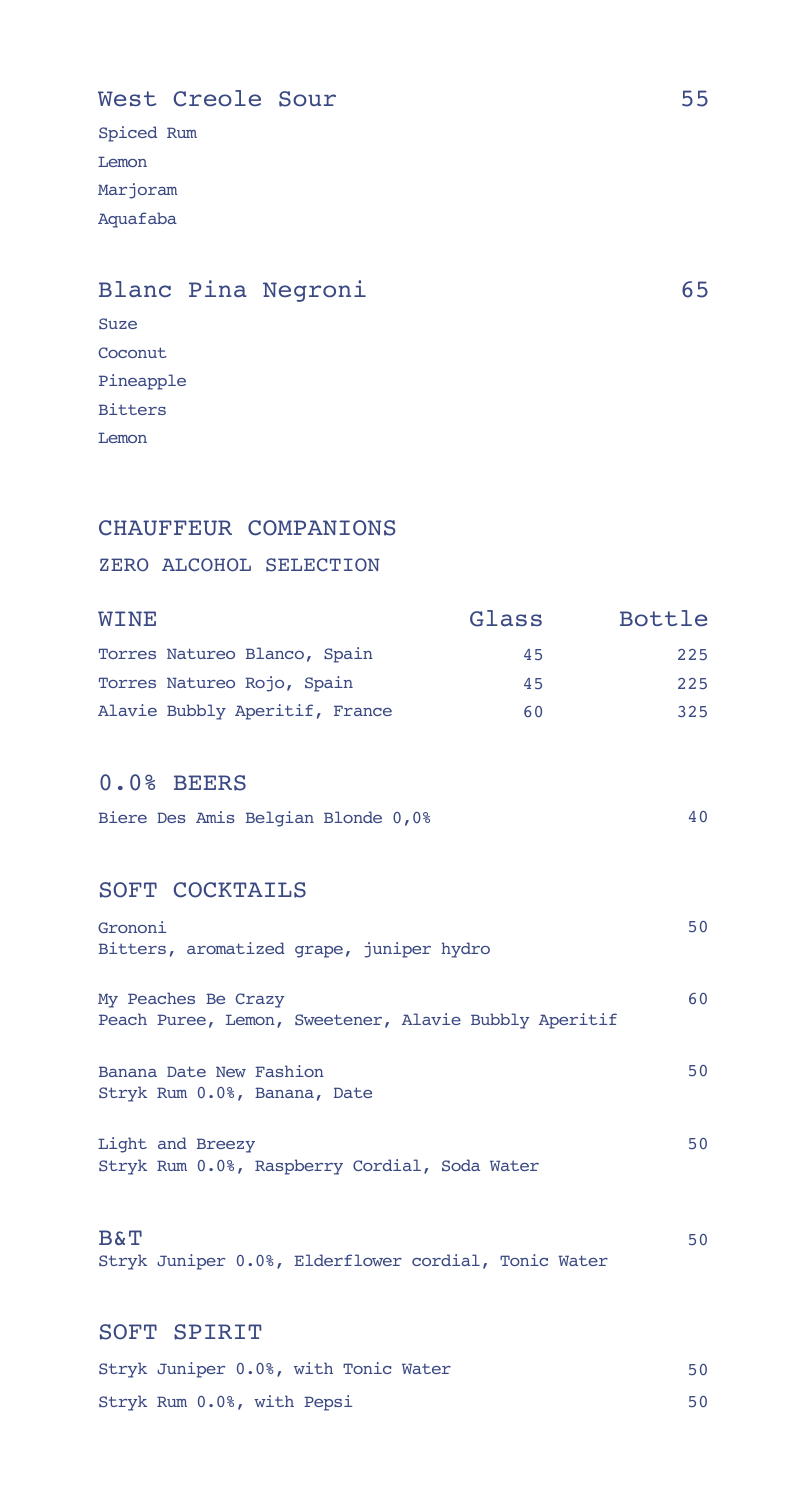### West Creole Sour — 55

Spiced Rum
Lemon
Marjoram
Aquafaba

### Blanc Pina Negroni — 65

Suze
Coconut
Pineapple
Bitters
Lemon

## CHAUFFEUR COMPANIONS

ZERO ALCOHOL SELECTION

| WINE | Glass | Bottle |
|---|---|---|
| Torres Natureo Blanco, Spain | 45 | 225 |
| Torres Natureo Rojo, Spain | 45 | 225 |
| Alavie Bubbly Aperitif, France | 60 | 325 |

### 0.0% BEERS

| | |
|---|---|
| Biere Des Amis Belgian Blonde 0,0% | 40 |

### SOFT COCKTAILS

Grononi — 50
Bitters, aromatized grape, juniper hydro

My Peaches Be Crazy — 60
Peach Puree, Lemon, Sweetener, Alavie Bubbly Aperitif

Banana Date New Fashion — 50
Stryk Rum 0.0%, Banana, Date

Light and Breezy — 50
Stryk Rum 0.0%, Raspberry Cordial, Soda Water

B&T — 50
Stryk Juniper 0.0%, Elderflower cordial, Tonic Water

### SOFT SPIRIT

| | |
|---|---|
| Stryk Juniper 0.0%, with Tonic Water | 50 |
| Stryk Rum 0.0%, with Pepsi | 50 |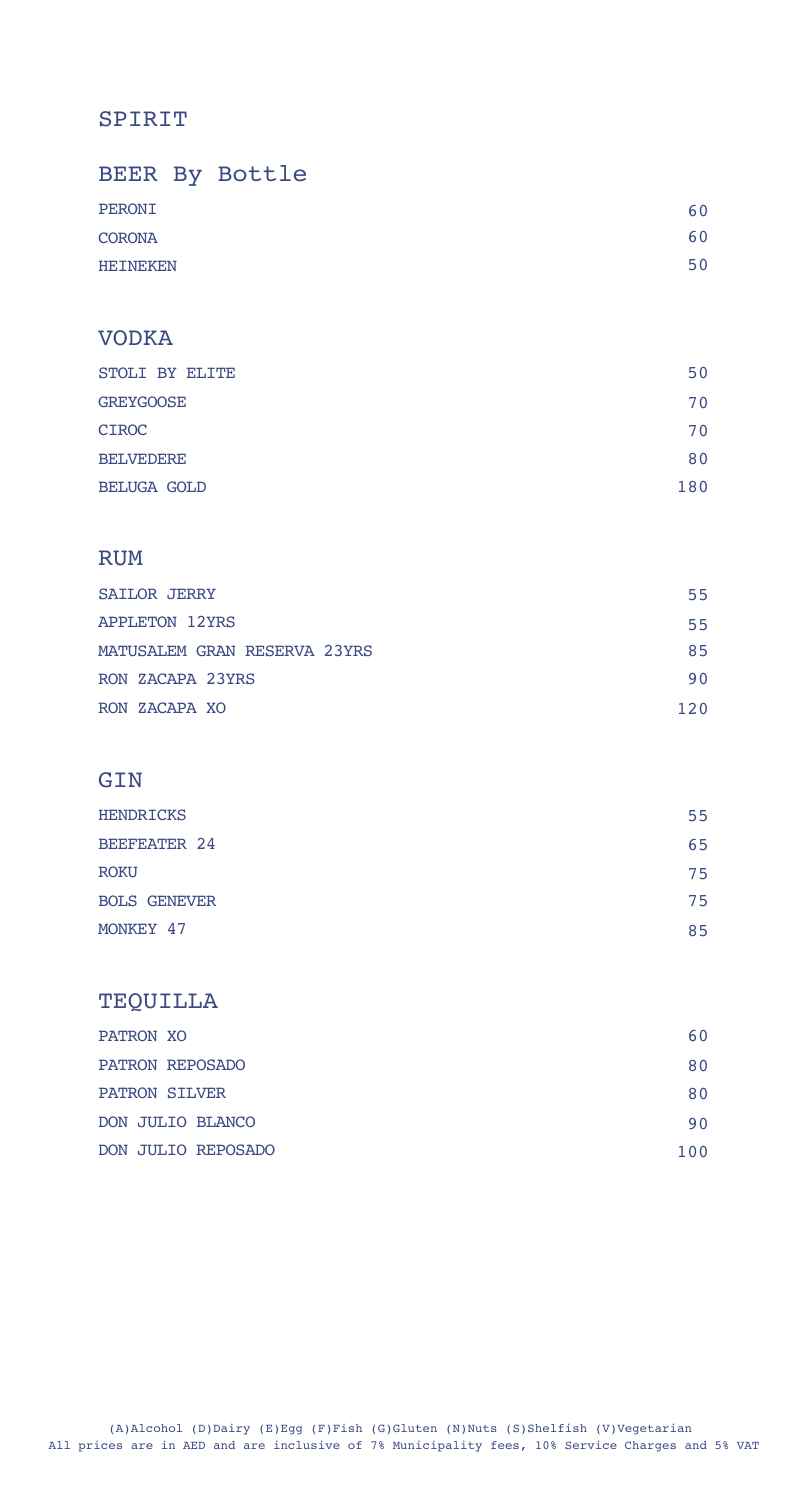# SPIRIT

## BEER By Bottle

| | |
|---|---|
| PERONI | 60 |
| CORONA | 60 |
| HEINEKEN | 50 |

## VODKA

| | |
|---|---|
| STOLI BY ELITE | 50 |
| GREYGOOSE | 70 |
| CIROC | 70 |
| BELVEDERE | 80 |
| BELUGA GOLD | 180 |

## RUM

| | |
|---|---|
| SAILOR JERRY | 55 |
| APPLETON 12YRS | 55 |
| MATUSALEM GRAN RESERVA 23YRS | 85 |
| RON ZACAPA 23YRS | 90 |
| RON ZACAPA XO | 120 |

## GIN

| | |
|---|---|
| HENDRICKS | 55 |
| BEEFEATER 24 | 65 |
| ROKU | 75 |
| BOLS GENEVER | 75 |
| MONKEY 47 | 85 |

## TEQUILLA

| | |
|---|---|
| PATRON XO | 60 |
| PATRON REPOSADO | 80 |
| PATRON SILVER | 80 |
| DON JULIO BLANCO | 90 |
| DON JULIO REPOSADO | 100 |

(A)Alcohol (D)Dairy (E)Egg (F)Fish (G)Gluten (N)Nuts (S)Shelfish (V)Vegetarian
All prices are in AED and are inclusive of 7% Municipality fees, 10% Service Charges and 5% VAT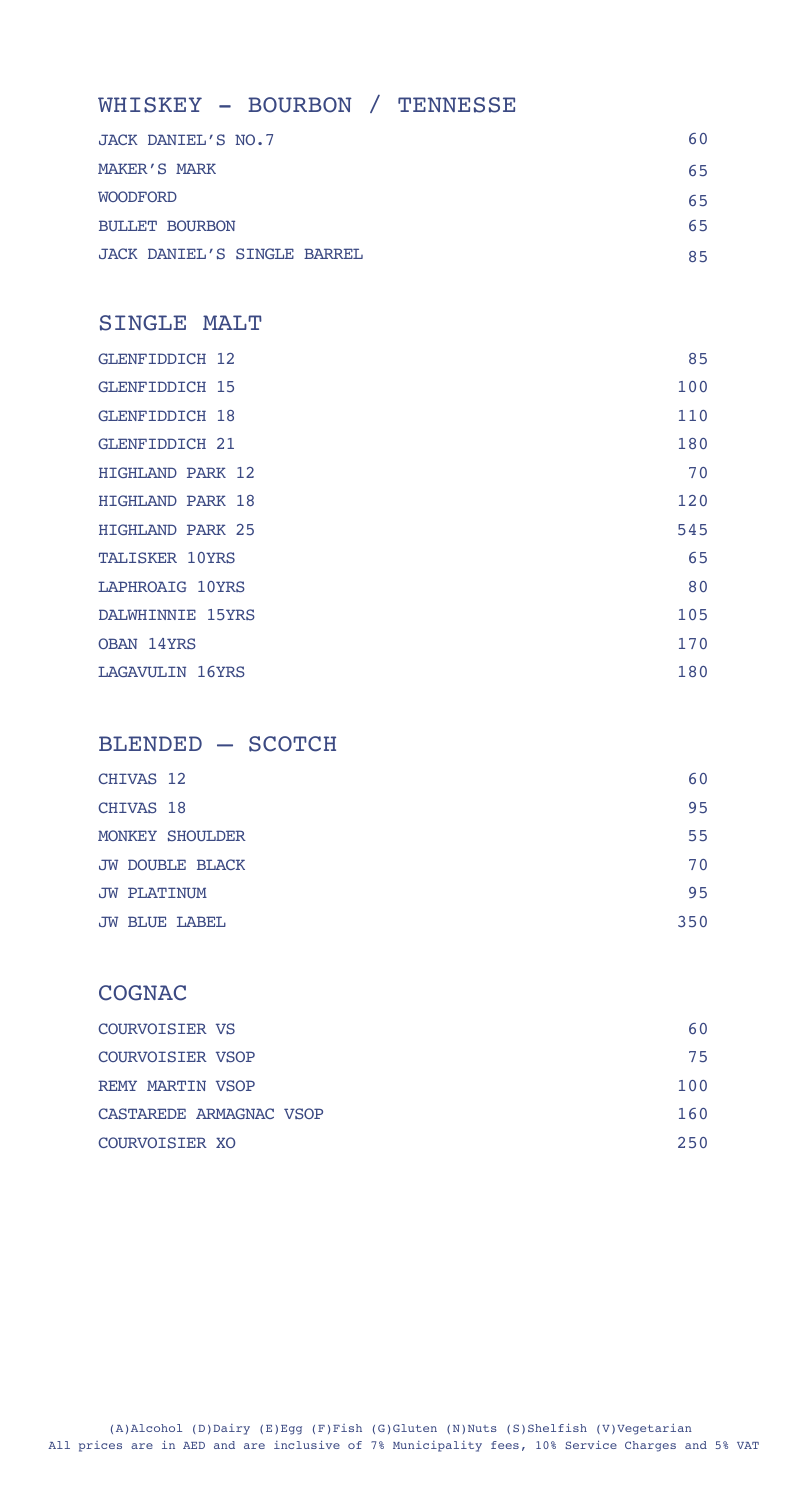## WHISKEY - BOURBON / TENNESSE

| | |
|---|---|
| JACK DANIEL'S NO.7 | 60 |
| MAKER'S MARK | 65 |
| WOODFORD | 65 |
| BULLET BOURBON | 65 |
| JACK DANIEL'S SINGLE BARREL | 85 |

## SINGLE MALT

| | |
|---|---|
| GLENFIDDICH 12 | 85 |
| GLENFIDDICH 15 | 100 |
| GLENFIDDICH 18 | 110 |
| GLENFIDDICH 21 | 180 |
| HIGHLAND PARK 12 | 70 |
| HIGHLAND PARK 18 | 120 |
| HIGHLAND PARK 25 | 545 |
| TALISKER 10YRS | 65 |
| LAPHROAIG 10YRS | 80 |
| DALWHINNIE 15YRS | 105 |
| OBAN 14YRS | 170 |
| LAGAVULIN 16YRS | 180 |

## BLENDED — SCOTCH

| | |
|---|---|
| CHIVAS 12 | 60 |
| CHIVAS 18 | 95 |
| MONKEY SHOULDER | 55 |
| JW DOUBLE BLACK | 70 |
| JW PLATINUM | 95 |
| JW BLUE LABEL | 350 |

## COGNAC

| | |
|---|---|
| COURVOISIER VS | 60 |
| COURVOISIER VSOP | 75 |
| REMY MARTIN VSOP | 100 |
| CASTAREDE ARMAGNAC VSOP | 160 |
| COURVOISIER XO | 250 |

(A)Alcohol (D)Dairy (E)Egg (F)Fish (G)Gluten (N)Nuts (S)Shelfish (V)Vegetarian
All prices are in AED and are inclusive of 7% Municipality fees, 10% Service Charges and 5% VAT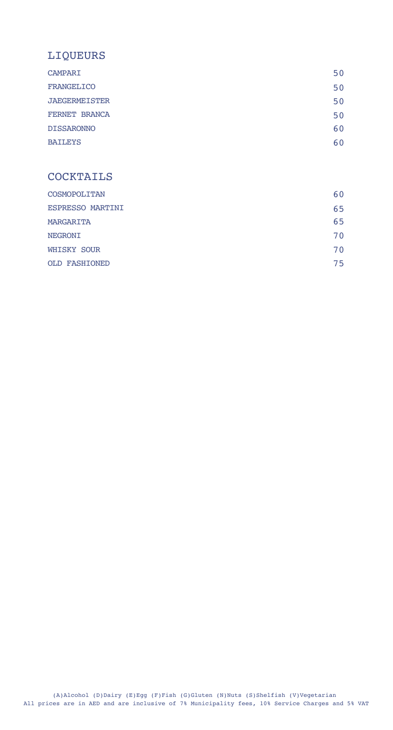## LIQUEURS

| | |
|---|---|
| CAMPARI | 50 |
| FRANGELICO | 50 |
| JAEGERMEISTER | 50 |
| FERNET BRANCA | 50 |
| DISSARONNO | 60 |
| BAILEYS | 60 |

## COCKTAILS

| | |
|---|---|
| COSMOPOLITAN | 60 |
| ESPRESSO MARTINI | 65 |
| MARGARITA | 65 |
| NEGRONI | 70 |
| WHISKY SOUR | 70 |
| OLD FASHIONED | 75 |

(A)Alcohol (D)Dairy (E)Egg (F)Fish (G)Gluten (N)Nuts (S)Shelfish (V)Vegetarian
All prices are in AED and are inclusive of 7% Municipality fees, 10% Service Charges and 5% VAT